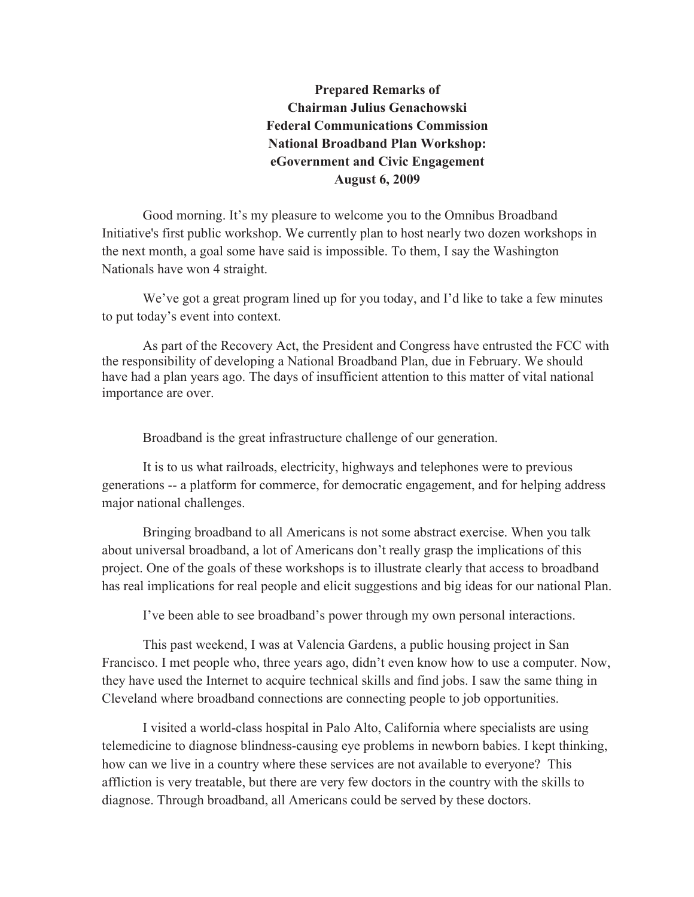**Prepared Remarks of**
**Chairman Julius Genachowski**
**Federal Communications Commission**
**National Broadband Plan Workshop:**
**eGovernment and Civic Engagement**
**August 6, 2009**

Good morning. It's my pleasure to welcome you to the Omnibus Broadband Initiative's first public workshop. We currently plan to host nearly two dozen workshops in the next month, a goal some have said is impossible. To them, I say the Washington Nationals have won 4 straight.

We've got a great program lined up for you today, and I'd like to take a few minutes to put today's event into context.

As part of the Recovery Act, the President and Congress have entrusted the FCC with the responsibility of developing a National Broadband Plan, due in February. We should have had a plan years ago. The days of insufficient attention to this matter of vital national importance are over.

Broadband is the great infrastructure challenge of our generation.

It is to us what railroads, electricity, highways and telephones were to previous generations -- a platform for commerce, for democratic engagement, and for helping address major national challenges.

Bringing broadband to all Americans is not some abstract exercise. When you talk about universal broadband, a lot of Americans don't really grasp the implications of this project. One of the goals of these workshops is to illustrate clearly that access to broadband has real implications for real people and elicit suggestions and big ideas for our national Plan.

I've been able to see broadband's power through my own personal interactions.

This past weekend, I was at Valencia Gardens, a public housing project in San Francisco. I met people who, three years ago, didn't even know how to use a computer. Now, they have used the Internet to acquire technical skills and find jobs. I saw the same thing in Cleveland where broadband connections are connecting people to job opportunities.

I visited a world-class hospital in Palo Alto, California where specialists are using telemedicine to diagnose blindness-causing eye problems in newborn babies. I kept thinking, how can we live in a country where these services are not available to everyone? This affliction is very treatable, but there are very few doctors in the country with the skills to diagnose. Through broadband, all Americans could be served by these doctors.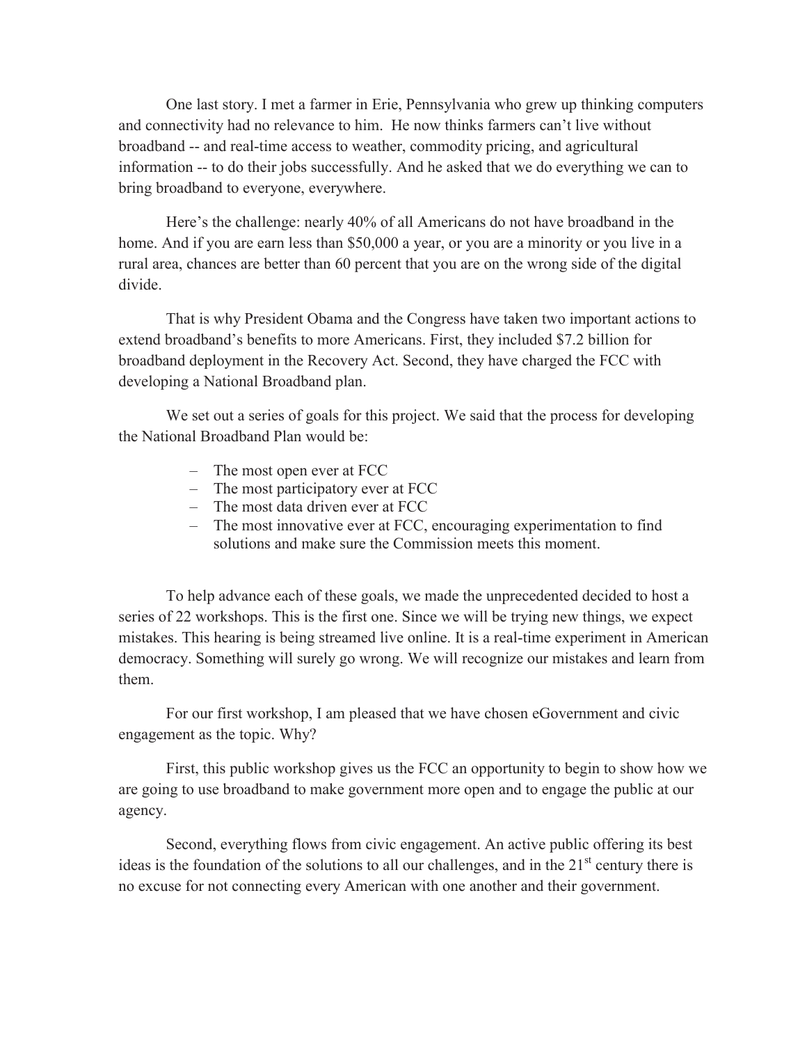One last story. I met a farmer in Erie, Pennsylvania who grew up thinking computers and connectivity had no relevance to him. He now thinks farmers can't live without broadband -- and real-time access to weather, commodity pricing, and agricultural information -- to do their jobs successfully. And he asked that we do everything we can to bring broadband to everyone, everywhere.

Here's the challenge: nearly 40% of all Americans do not have broadband in the home. And if you are earn less than $50,000 a year, or you are a minority or you live in a rural area, chances are better than 60 percent that you are on the wrong side of the digital divide.

That is why President Obama and the Congress have taken two important actions to extend broadband's benefits to more Americans. First, they included $7.2 billion for broadband deployment in the Recovery Act. Second, they have charged the FCC with developing a National Broadband plan.

We set out a series of goals for this project. We said that the process for developing the National Broadband Plan would be:

- The most open ever at FCC
- The most participatory ever at FCC
- The most data driven ever at FCC
- The most innovative ever at FCC, encouraging experimentation to find solutions and make sure the Commission meets this moment.

To help advance each of these goals, we made the unprecedented decided to host a series of 22 workshops. This is the first one. Since we will be trying new things, we expect mistakes. This hearing is being streamed live online. It is a real-time experiment in American democracy. Something will surely go wrong. We will recognize our mistakes and learn from them.

For our first workshop, I am pleased that we have chosen eGovernment and civic engagement as the topic. Why?

First, this public workshop gives us the FCC an opportunity to begin to show how we are going to use broadband to make government more open and to engage the public at our agency.

Second, everything flows from civic engagement. An active public offering its best ideas is the foundation of the solutions to all our challenges, and in the 21st century there is no excuse for not connecting every American with one another and their government.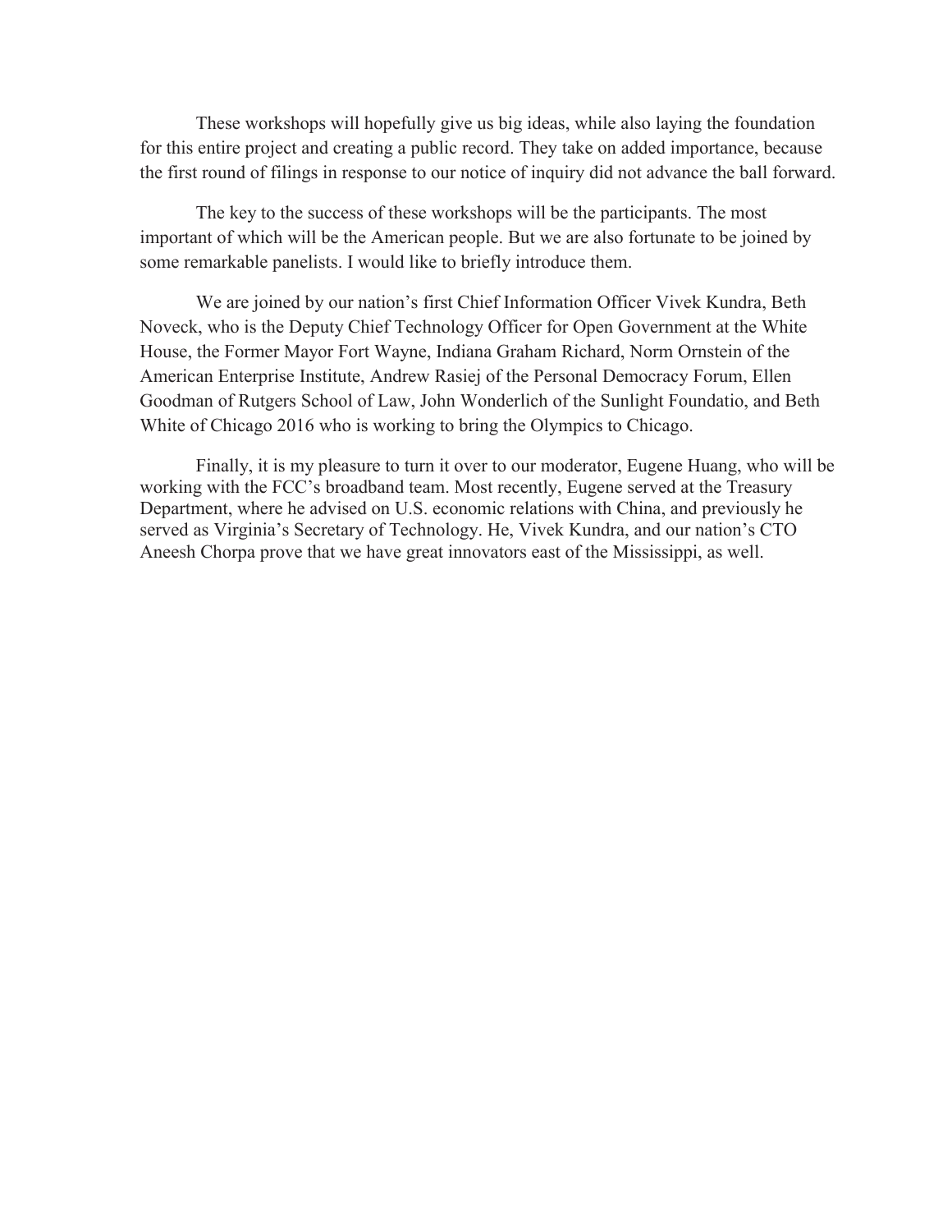These workshops will hopefully give us big ideas, while also laying the foundation for this entire project and creating a public record. They take on added importance, because the first round of filings in response to our notice of inquiry did not advance the ball forward.

The key to the success of these workshops will be the participants. The most important of which will be the American people. But we are also fortunate to be joined by some remarkable panelists. I would like to briefly introduce them.

We are joined by our nation's first Chief Information Officer Vivek Kundra, Beth Noveck, who is the Deputy Chief Technology Officer for Open Government at the White House, the Former Mayor Fort Wayne, Indiana Graham Richard, Norm Ornstein of the American Enterprise Institute, Andrew Rasiej of the Personal Democracy Forum, Ellen Goodman of Rutgers School of Law, John Wonderlich of the Sunlight Foundatio, and Beth White of Chicago 2016 who is working to bring the Olympics to Chicago.

Finally, it is my pleasure to turn it over to our moderator, Eugene Huang, who will be working with the FCC's broadband team. Most recently, Eugene served at the Treasury Department, where he advised on U.S. economic relations with China, and previously he served as Virginia's Secretary of Technology. He, Vivek Kundra, and our nation's CTO Aneesh Chorpa prove that we have great innovators east of the Mississippi, as well.